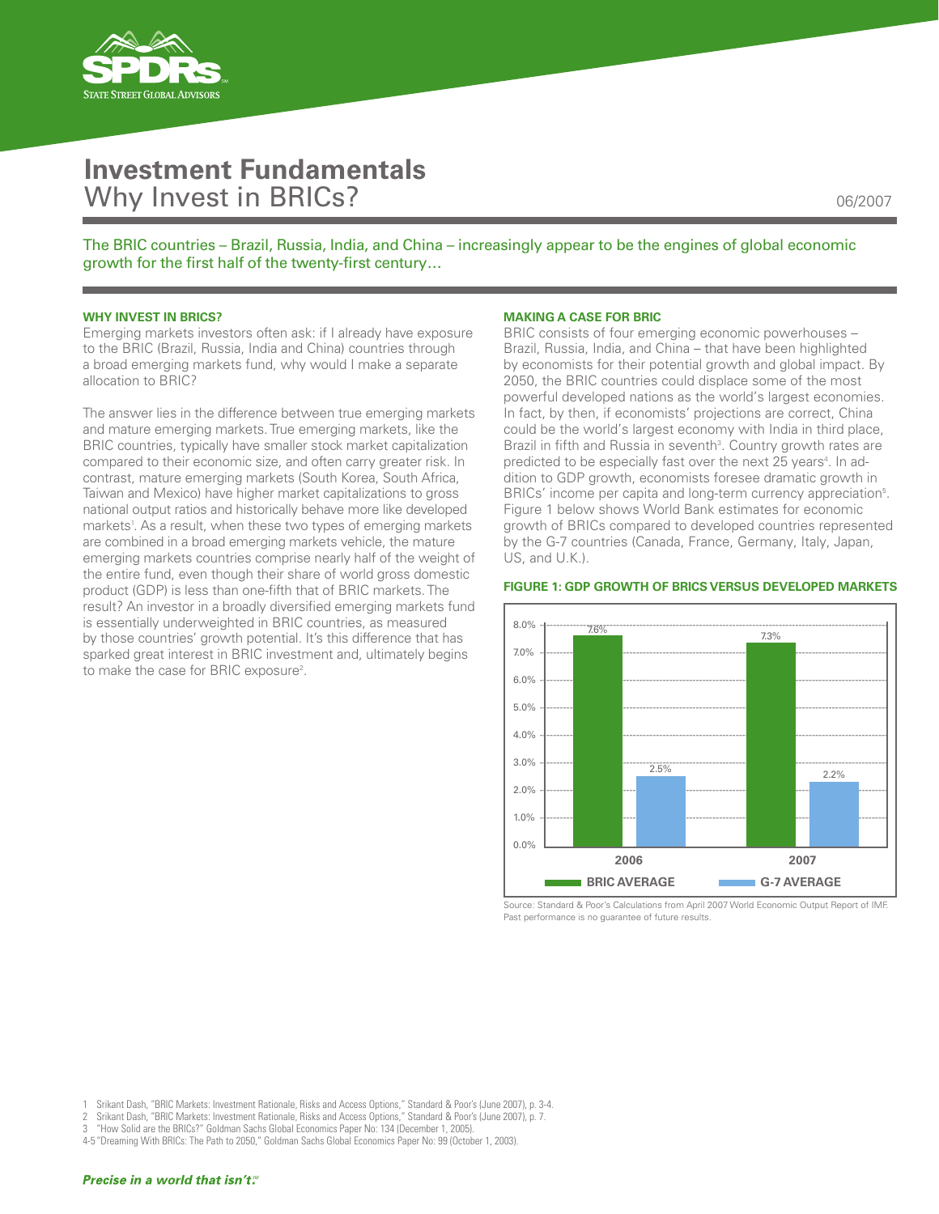# Investment Fundamentals
## Why Invest in BRICs?

06/2007

The BRIC countries – Brazil, Russia, India, and China – increasingly appear to be the engines of global economic growth for the first half of the twenty-first century…

### WHY INVEST IN BRICS?

Emerging markets investors often ask: if I already have exposure to the BRIC (Brazil, Russia, India and China) countries through a broad emerging markets fund, why would I make a separate allocation to BRIC?

The answer lies in the difference between true emerging markets and mature emerging markets. True emerging markets, like the BRIC countries, typically have smaller stock market capitalization compared to their economic size, and often carry greater risk. In contrast, mature emerging markets (South Korea, South Africa, Taiwan and Mexico) have higher market capitalizations to gross national output ratios and historically behave more like developed markets[1]. As a result, when these two types of emerging markets are combined in a broad emerging markets vehicle, the mature emerging markets countries comprise nearly half of the weight of the entire fund, even though their share of world gross domestic product (GDP) is less than one-fifth that of BRIC markets. The result? An investor in a broadly diversified emerging markets fund is essentially underweighted in BRIC countries, as measured by those countries' growth potential. It's this difference that has sparked great interest in BRIC investment and, ultimately begins to make the case for BRIC exposure[2].

### MAKING A CASE FOR BRIC

BRIC consists of four emerging economic powerhouses – Brazil, Russia, India, and China – that have been highlighted by economists for their potential growth and global impact. By 2050, the BRIC countries could displace some of the most powerful developed nations as the world's largest economies. In fact, by then, if economists' projections are correct, China could be the world's largest economy with India in third place, Brazil in fifth and Russia in seventh[3]. Country growth rates are predicted to be especially fast over the next 25 years[4]. In addition to GDP growth, economists foresee dramatic growth in BRICs' income per capita and long-term currency appreciation[5]. Figure 1 below shows World Bank estimates for economic growth of BRICs compared to developed countries represented by the G-7 countries (Canada, France, Germany, Italy, Japan, US, and U.K.).

**FIGURE 1: GDP GROWTH OF BRICS VERSUS DEVELOPED MARKETS**

| | BRIC AVERAGE | G-7 AVERAGE |
|---|---|---|
| 2006 | 7.6% | 2.5% |
| 2007 | 7.3% | 2.2% |

Source: Standard & Poor's Calculations from April 2007 World Economic Output Report of IMF.
Past performance is no guarantee of future results.

1 Srikant Dash, "BRIC Markets: Investment Rationale, Risks and Access Options," Standard & Poor's (June 2007), p. 3-4.
2 Srikant Dash, "BRIC Markets: Investment Rationale, Risks and Access Options," Standard & Poor's (June 2007), p. 7.
3 "How Solid are the BRICs?" Goldman Sachs Global Economics Paper No: 134 (December 1, 2005).
4-5 "Dreaming With BRICs: The Path to 2050," Goldman Sachs Global Economics Paper No: 99 (October 1, 2003).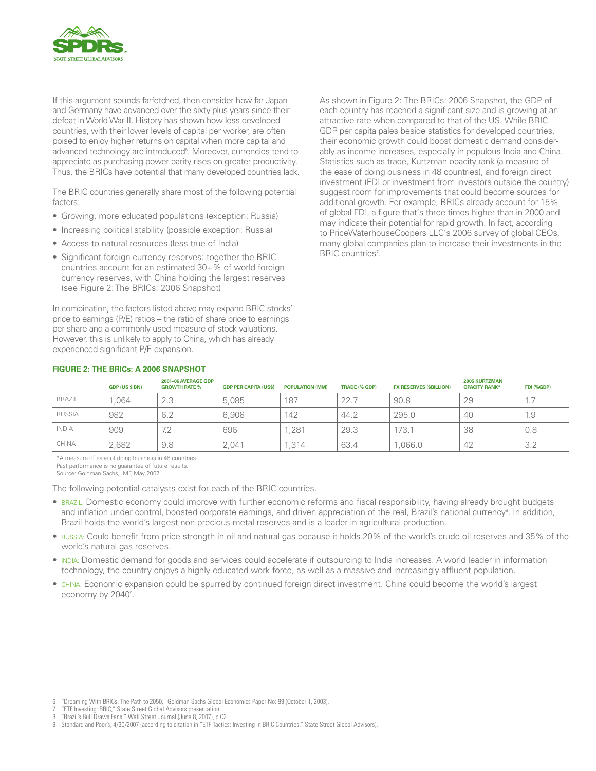If this argument sounds farfetched, then consider how far Japan and Germany have advanced over the sixty-plus years since their defeat in World War II. History has shown how less developed countries, with their lower levels of capital per worker, are often poised to enjoy higher returns on capital when more capital and advanced technology are introduced[6]. Moreover, currencies tend to appreciate as purchasing power parity rises on greater productivity. Thus, the BRICs have potential that many developed countries lack.

The BRIC countries generally share most of the following potential factors:

- Growing, more educated populations (exception: Russia)
- Increasing political stability (possible exception: Russia)
- Access to natural resources (less true of India)
- Significant foreign currency reserves: together the BRIC countries account for an estimated 30+% of world foreign currency reserves, with China holding the largest reserves (see Figure 2: The BRICs: 2006 Snapshot)

In combination, the factors listed above may expand BRIC stocks' price to earnings (P/E) ratios – the ratio of share price to earnings per share and a commonly used measure of stock valuations. However, this is unlikely to apply to China, which has already experienced significant P/E expansion.

As shown in Figure 2: The BRICs: 2006 Snapshot, the GDP of each country has reached a significant size and is growing at an attractive rate when compared to that of the US. While BRIC GDP per capita pales beside statistics for developed countries, their economic growth could boost domestic demand considerably as income increases, especially in populous India and China. Statistics such as trade, Kurtzman opacity rank (a measure of the ease of doing business in 48 countries), and foreign direct investment (FDI or investment from investors outside the country) suggest room for improvements that could become sources for additional growth. For example, BRICs already account for 15% of global FDI, a figure that's three times higher than in 2000 and may indicate their potential for rapid growth. In fact, according to PriceWaterhouseCoopers LLC's 2006 survey of global CEOs, many global companies plan to increase their investments in the BRIC countries[7].

**FIGURE 2: THE BRICs: A 2006 SNAPSHOT**

| | GDP (US $ BN) | 2001–06 AVERAGE GDP GROWTH RATE % | GDP PER CAPITA (US$) | POPULATION (MM) | TRADE (% GDP) | FX RESERVES ($BILLION) | 2005 KURTZMAN OPACITY RANK* | FDI (%GDP) |
|---|---|---|---|---|---|---|---|---|
| BRAZIL | 1,064 | 2.3 | 5,085 | 187 | 22.7 | 90.8 | 29 | 1.7 |
| RUSSIA | 982 | 6.2 | 6,908 | 142 | 44.2 | 295.0 | 40 | 1.9 |
| INDIA | 909 | 7.2 | 696 | 1,281 | 29.3 | 173.1 | 38 | 0.8 |
| CHINA | 2,682 | 9.8 | 2,041 | 1,314 | 63.4 | 1,066.0 | 42 | 3.2 |

*A measure of ease of doing business in 48 countries
Past performance is no guarantee of future results.
Source: Goldman Sachs, IMF, May 2007.

The following potential catalysts exist for each of the BRIC countries.

- BRAZIL: Domestic economy could improve with further economic reforms and fiscal responsibility, having already brought budgets and inflation under control, boosted corporate earnings, and driven appreciation of the real, Brazil's national currency[8]. In addition, Brazil holds the world's largest non-precious metal reserves and is a leader in agricultural production.
- RUSSIA: Could benefit from price strength in oil and natural gas because it holds 20% of the world's crude oil reserves and 35% of the world's natural gas reserves.
- INDIA: Domestic demand for goods and services could accelerate if outsourcing to India increases. A world leader in information technology, the country enjoys a highly educated work force, as well as a massive and increasingly affluent population.
- CHINA: Economic expansion could be spurred by continued foreign direct investment. China could become the world's largest economy by 2040[9].

6 "Dreaming With BRICs: The Path to 2050," Goldman Sachs Global Economics Paper No: 99 (October 1, 2003).
7 "ETF Investing: BRIC," State Street Global Advisors presentation.
8 "Brazil's Bull Draws Fans," Wall Street Journal (June 8, 2007), p C2.
9 Standard and Poor's, 4/30/2007 (according to citation in "ETF Tactics: Investing in BRIC Countries," State Street Global Advisors).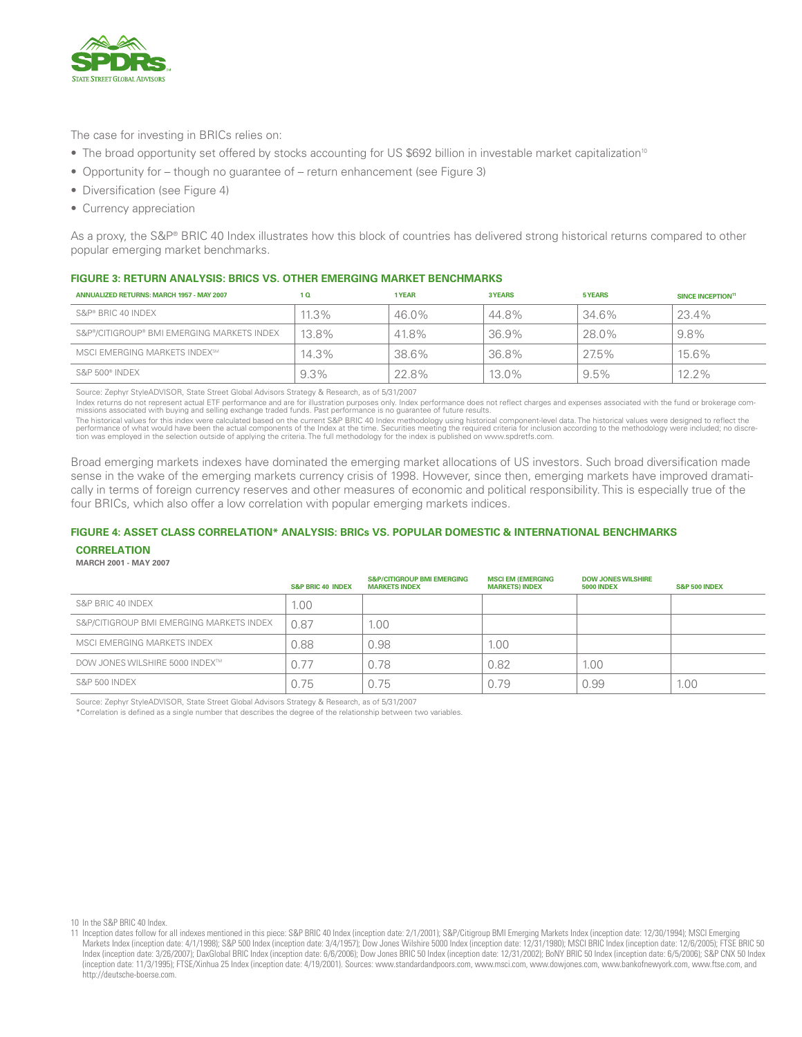The case for investing in BRICs relies on:

- The broad opportunity set offered by stocks accounting for US $692 billion in investable market capitalization[10]
- Opportunity for – though no guarantee of – return enhancement (see Figure 3)
- Diversification (see Figure 4)
- Currency appreciation

As a proxy, the S&P® BRIC 40 Index illustrates how this block of countries has delivered strong historical returns compared to other popular emerging market benchmarks.

### FIGURE 3: RETURN ANALYSIS: BRICS VS. OTHER EMERGING MARKET BENCHMARKS

| ANNUALIZED RETURNS: MARCH 1957 - MAY 2007 | 1 Q | 1 YEAR | 3 YEARS | 5 YEARS | SINCE INCEPTION[11] |
|---|---|---|---|---|---|
| S&P® BRIC 40 INDEX | 11.3% | 46.0% | 44.8% | 34.6% | 23.4% |
| S&P®/CITIGROUP® BMI EMERGING MARKETS INDEX | 13.8% | 41.8% | 36.9% | 28.0% | 9.8% |
| MSCI EMERGING MARKETS INDEX℠ | 14.3% | 38.6% | 36.8% | 27.5% | 15.6% |
| S&P 500® INDEX | 9.3% | 22.8% | 13.0% | 9.5% | 12.2% |

Source: Zephyr StyleADVISOR, State Street Global Advisors Strategy & Research, as of 5/31/2007

Index returns do not represent actual ETF performance and are for illustration purposes only. Index performance does not reflect charges and expenses associated with the fund or brokerage commissions associated with buying and selling exchange traded funds. Past performance is no guarantee of future results.

The historical values for this index were calculated based on the current S&P BRIC 40 Index methodology using historical component-level data. The historical values were designed to reflect the performance of what would have been the actual components of the Index at the time. Securities meeting the required criteria for inclusion according to the methodology were included; no discretion was employed in the selection outside of applying the criteria. The full methodology for the index is published on www.spdretfs.com.

Broad emerging markets indexes have dominated the emerging market allocations of US investors. Such broad diversification made sense in the wake of the emerging markets currency crisis of 1998. However, since then, emerging markets have improved dramatically in terms of foreign currency reserves and other measures of economic and political responsibility. This is especially true of the four BRICs, which also offer a low correlation with popular emerging markets indices.

### FIGURE 4: ASSET CLASS CORRELATION* ANALYSIS: BRICs VS. POPULAR DOMESTIC & INTERNATIONAL BENCHMARKS

**CORRELATION**

**MARCH 2001 - MAY 2007**

| | S&P BRIC 40 INDEX | S&P/CITIGROUP BMI EMERGING MARKETS INDEX | MSCI EM (EMERGING MARKETS) INDEX | DOW JONES WILSHIRE 5000 INDEX | S&P 500 INDEX |
|---|---|---|---|---|---|
| S&P BRIC 40 INDEX | 1.00 | | | | |
| S&P/CITIGROUP BMI EMERGING MARKETS INDEX | 0.87 | 1.00 | | | |
| MSCI EMERGING MARKETS INDEX | 0.88 | 0.98 | 1.00 | | |
| DOW JONES WILSHIRE 5000 INDEX™ | 0.77 | 0.78 | 0.82 | 1.00 | |
| S&P 500 INDEX | 0.75 | 0.75 | 0.79 | 0.99 | 1.00 |

Source: Zephyr StyleADVISOR, State Street Global Advisors Strategy & Research, as of 5/31/2007

*Correlation is defined as a single number that describes the degree of the relationship between two variables.

10 In the S&P BRIC 40 Index.

11 Inception dates follow for all indexes mentioned in this piece: S&P BRIC 40 Index (inception date: 2/1/2001); S&P/Citigroup BMI Emerging Markets Index (inception date: 12/30/1994); MSCI Emerging Markets Index (inception date: 4/1/1998); S&P 500 Index (inception date: 3/4/1957); Dow Jones Wilshire 5000 Index (inception date: 12/31/1980); MSCI BRIC Index (inception date: 12/6/2005); FTSE BRIC 50 Index (inception date: 3/26/2007); DaxGlobal BRIC Index (inception date: 6/6/2006); Dow Jones BRIC 50 Index (inception date: 12/31/2002); BoNY BRIC 50 Index (inception date: 6/5/2006); S&P CNX 50 Index (inception date: 11/3/1995); FTSE/Xinhua 25 Index (inception date: 4/19/2001). Sources: www.standardandpoors.com, www.msci.com, www.dowjones.com, www.bankofnewyork.com, www.ftse.com, and http://deutsche-boerse.com.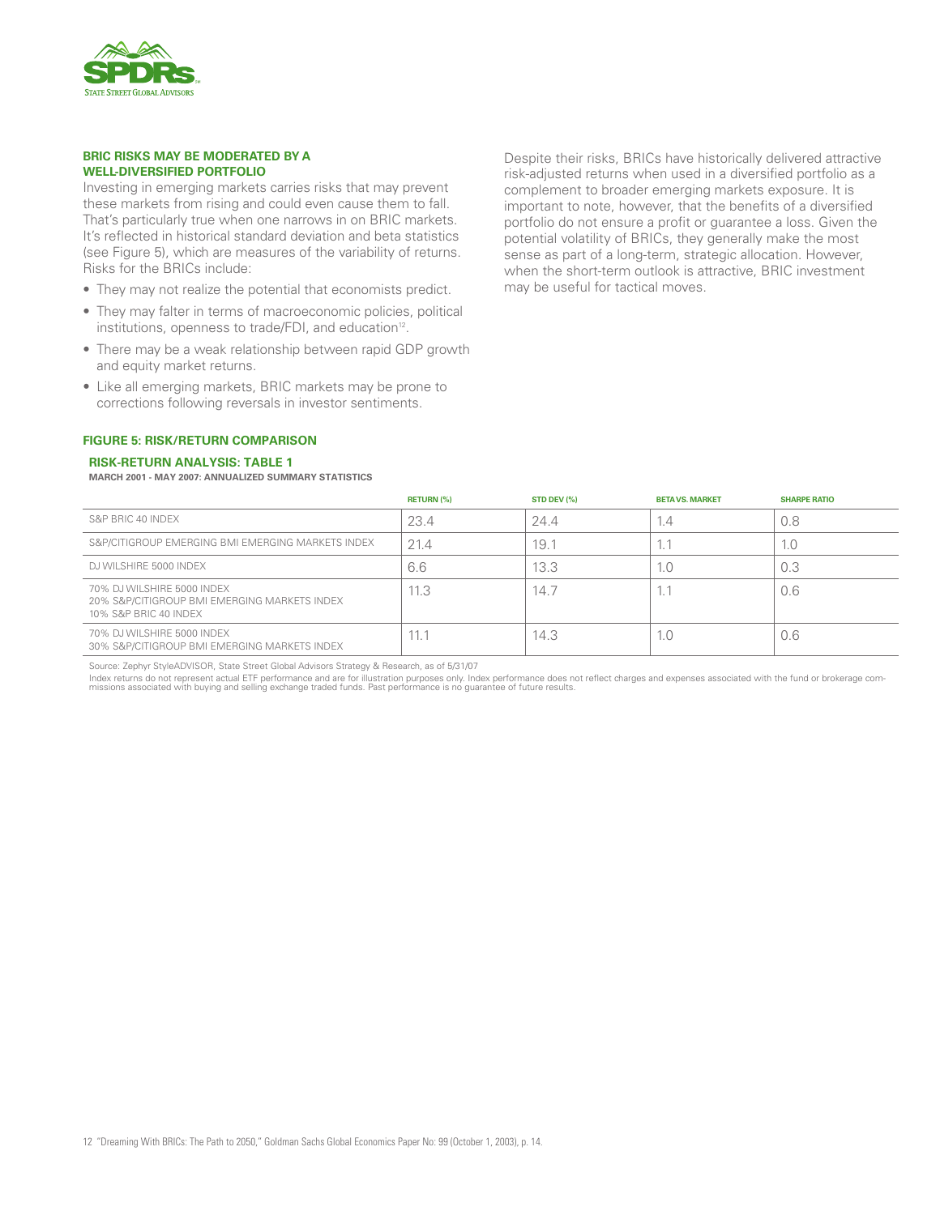## BRIC RISKS MAY BE MODERATED BY A WELL-DIVERSIFIED PORTFOLIO

Investing in emerging markets carries risks that may prevent these markets from rising and could even cause them to fall. That's particularly true when one narrows in on BRIC markets. It's reflected in historical standard deviation and beta statistics (see Figure 5), which are measures of the variability of returns. Risks for the BRICs include:

- They may not realize the potential that economists predict.
- They may falter in terms of macroeconomic policies, political institutions, openness to trade/FDI, and education[12].
- There may be a weak relationship between rapid GDP growth and equity market returns.
- Like all emerging markets, BRIC markets may be prone to corrections following reversals in investor sentiments.

Despite their risks, BRICs have historically delivered attractive risk-adjusted returns when used in a diversified portfolio as a complement to broader emerging markets exposure. It is important to note, however, that the benefits of a diversified portfolio do not ensure a profit or guarantee a loss. Given the potential volatility of BRICs, they generally make the most sense as part of a long-term, strategic allocation. However, when the short-term outlook is attractive, BRIC investment may be useful for tactical moves.

### FIGURE 5: RISK/RETURN COMPARISON

**RISK-RETURN ANALYSIS: TABLE 1**

**MARCH 2001 - MAY 2007: ANNUALIZED SUMMARY STATISTICS**

| | RETURN (%) | STD DEV (%) | BETA VS. MARKET | SHARPE RATIO |
|---|---|---|---|---|
| S&P BRIC 40 INDEX | 23.4 | 24.4 | 1.4 | 0.8 |
| S&P/CITIGROUP EMERGING BMI EMERGING MARKETS INDEX | 21.4 | 19.1 | 1.1 | 1.0 |
| DJ WILSHIRE 5000 INDEX | 6.6 | 13.3 | 1.0 | 0.3 |
| 70% DJ WILSHIRE 5000 INDEX<br>20% S&P/CITIGROUP BMI EMERGING MARKETS INDEX<br>10% S&P BRIC 40 INDEX | 11.3 | 14.7 | 1.1 | 0.6 |
| 70% DJ WILSHIRE 5000 INDEX<br>30% S&P/CITIGROUP BMI EMERGING MARKETS INDEX | 11.1 | 14.3 | 1.0 | 0.6 |

Source: Zephyr StyleADVISOR, State Street Global Advisors Strategy & Research, as of 5/31/07

Index returns do not represent actual ETF performance and are for illustration purposes only. Index performance does not reflect charges and expenses associated with the fund or brokerage commissions associated with buying and selling exchange traded funds. Past performance is no guarantee of future results.

12 "Dreaming With BRICs: The Path to 2050," Goldman Sachs Global Economics Paper No: 99 (October 1, 2003), p. 14.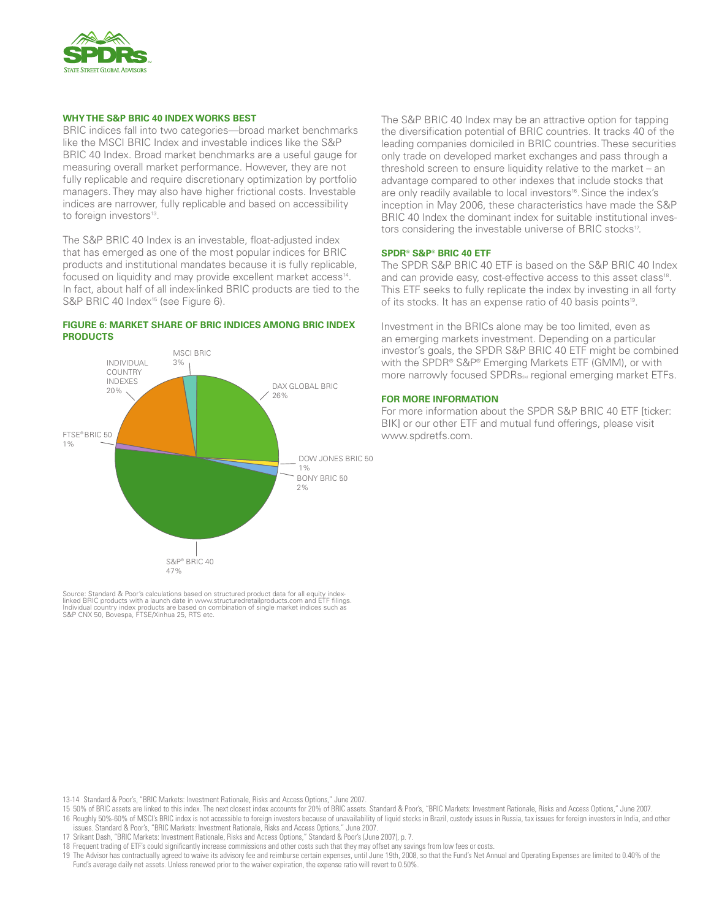## WHY THE S&P BRIC 40 INDEX WORKS BEST

BRIC indices fall into two categories—broad market benchmarks like the MSCI BRIC Index and investable indices like the S&P BRIC 40 Index. Broad market benchmarks are a useful gauge for measuring overall market performance. However, they are not fully replicable and require discretionary optimization by portfolio managers. They may also have higher frictional costs. Investable indices are narrower, fully replicable and based on accessibility to foreign investors[13].

The S&P BRIC 40 Index is an investable, float-adjusted index that has emerged as one of the most popular indices for BRIC products and institutional mandates because it is fully replicable, focused on liquidity and may provide excellent market access[14]. In fact, about half of all index-linked BRIC products are tied to the S&P BRIC 40 Index[15] (see Figure 6).

### FIGURE 6: MARKET SHARE OF BRIC INDICES AMONG BRIC INDEX PRODUCTS

| Index | Market Share |
| --- | --- |
| S&P® BRIC 40 | 47% |
| DAX GLOBAL BRIC | 26% |
| INDIVIDUAL COUNTRY INDEXES | 20% |
| MSCI BRIC | 3% |
| BONY BRIC 50 | 2% |
| DOW JONES BRIC 50 | 1% |
| FTSE® BRIC 50 | 1% |

Source: Standard & Poor's calculations based on structured product data for all equity index-linked BRIC products with a launch date in www.structuredretailproducts.com and ETF filings. Individual country index products are based on combination of single market indices such as S&P CNX 50, Bovespa, FTSE/Xinhua 25, RTS etc.

The S&P BRIC 40 Index may be an attractive option for tapping the diversification potential of BRIC countries. It tracks 40 of the leading companies domiciled in BRIC countries. These securities only trade on developed market exchanges and pass through a threshold screen to ensure liquidity relative to the market – an advantage compared to other indexes that include stocks that are only readily available to local investors[16]. Since the index's inception in May 2006, these characteristics have made the S&P BRIC 40 Index the dominant index for suitable institutional investors considering the investable universe of BRIC stocks[17].

## SPDR® S&P® BRIC 40 ETF

The SPDR S&P BRIC 40 ETF is based on the S&P BRIC 40 Index and can provide easy, cost-effective access to this asset class[18]. This ETF seeks to fully replicate the index by investing in all forty of its stocks. It has an expense ratio of 40 basis points[19].

Investment in the BRICs alone may be too limited, even as an emerging markets investment. Depending on a particular investor's goals, the SPDR S&P BRIC 40 ETF might be combined with the SPDR® S&P® Emerging Markets ETF (GMM), or with more narrowly focused SPDRs℠ regional emerging market ETFs.

## FOR MORE INFORMATION

For more information about the SPDR S&P BRIC 40 ETF [ticker: BIK] or our other ETF and mutual fund offerings, please visit www.spdretfs.com.

---

13-14 Standard & Poor's, "BRIC Markets: Investment Rationale, Risks and Access Options," June 2007.

15 50% of BRIC assets are linked to this index. The next closest index accounts for 20% of BRIC assets. Standard & Poor's, "BRIC Markets: Investment Rationale, Risks and Access Options," June 2007.

16 Roughly 50%-60% of MSCI's BRIC index is not accessible to foreign investors because of unavailability of liquid stocks in Brazil, custody issues in Russia, tax issues for foreign investors in India, and other issues. Standard & Poor's, "BRIC Markets: Investment Rationale, Risks and Access Options," June 2007.

17 Srikant Dash, "BRIC Markets: Investment Rationale, Risks and Access Options," Standard & Poor's (June 2007), p. 7.

18 Frequent trading of ETF's could significantly increase commissions and other costs such that they may offset any savings from low fees or costs.

19 The Advisor has contractually agreed to waive its advisory fee and reimburse certain expenses, until June 19th, 2008, so that the Fund's Net Annual and Operating Expenses are limited to 0.40% of the Fund's average daily net assets. Unless renewed prior to the waiver expiration, the expense ratio will revert to 0.50%.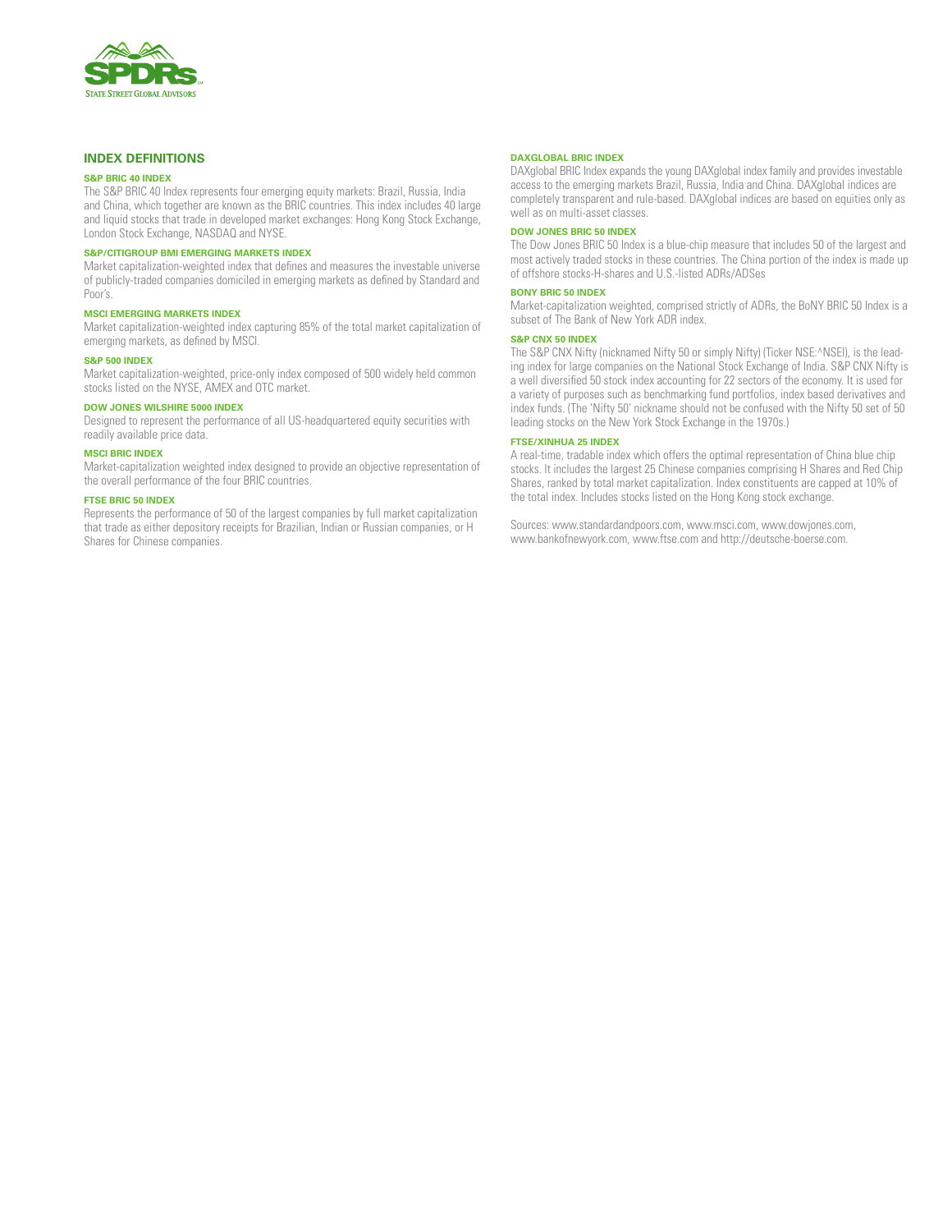## INDEX DEFINITIONS

### S&P BRIC 40 INDEX

The S&P BRIC 40 Index represents four emerging equity markets: Brazil, Russia, India and China, which together are known as the BRIC countries. This index includes 40 large and liquid stocks that trade in developed market exchanges: Hong Kong Stock Exchange, London Stock Exchange, NASDAQ and NYSE.

### S&P/CITIGROUP BMI EMERGING MARKETS INDEX

Market capitalization-weighted index that defines and measures the investable universe of publicly-traded companies domiciled in emerging markets as defined by Standard and Poor's.

### MSCI EMERGING MARKETS INDEX

Market capitalization-weighted index capturing 85% of the total market capitalization of emerging markets, as defined by MSCI.

### S&P 500 INDEX

Market capitalization-weighted, price-only index composed of 500 widely held common stocks listed on the NYSE, AMEX and OTC market.

### DOW JONES WILSHIRE 5000 INDEX

Designed to represent the performance of all US-headquartered equity securities with readily available price data.

### MSCI BRIC INDEX

Market-capitalization weighted index designed to provide an objective representation of the overall performance of the four BRIC countries.

### FTSE BRIC 50 INDEX

Represents the performance of 50 of the largest companies by full market capitalization that trade as either depository receipts for Brazilian, Indian or Russian companies, or H Shares for Chinese companies.

### DAXGLOBAL BRIC INDEX

DAXglobal BRIC Index expands the young DAXglobal index family and provides investable access to the emerging markets Brazil, Russia, India and China. DAXglobal indices are completely transparent and rule-based. DAXglobal indices are based on equities only as well as on multi-asset classes.

### DOW JONES BRIC 50 INDEX

The Dow Jones BRIC 50 Index is a blue-chip measure that includes 50 of the largest and most actively traded stocks in these countries. The China portion of the index is made up of offshore stocks-H-shares and U.S.-listed ADRs/ADSes

### BONY BRIC 50 INDEX

Market-capitalization weighted, comprised strictly of ADRs, the BoNY BRIC 50 Index is a subset of The Bank of New York ADR index.

### S&P CNX 50 INDEX

The S&P CNX Nifty (nicknamed Nifty 50 or simply Nifty) (Ticker NSE:^NSEI), is the leading index for large companies on the National Stock Exchange of India. S&P CNX Nifty is a well diversified 50 stock index accounting for 22 sectors of the economy. It is used for a variety of purposes such as benchmarking fund portfolios, index based derivatives and index funds. (The 'Nifty 50' nickname should not be confused with the Nifty 50 set of 50 leading stocks on the New York Stock Exchange in the 1970s.)

### FTSE/XINHUA 25 INDEX

A real-time, tradable index which offers the optimal representation of China blue chip stocks. It includes the largest 25 Chinese companies comprising H Shares and Red Chip Shares, ranked by total market capitalization. Index constituents are capped at 10% of the total index. Includes stocks listed on the Hong Kong stock exchange.

Sources: www.standardandpoors.com, www.msci.com, www.dowjones.com, www.bankofnewyork.com, www.ftse.com and http://deutsche-boerse.com.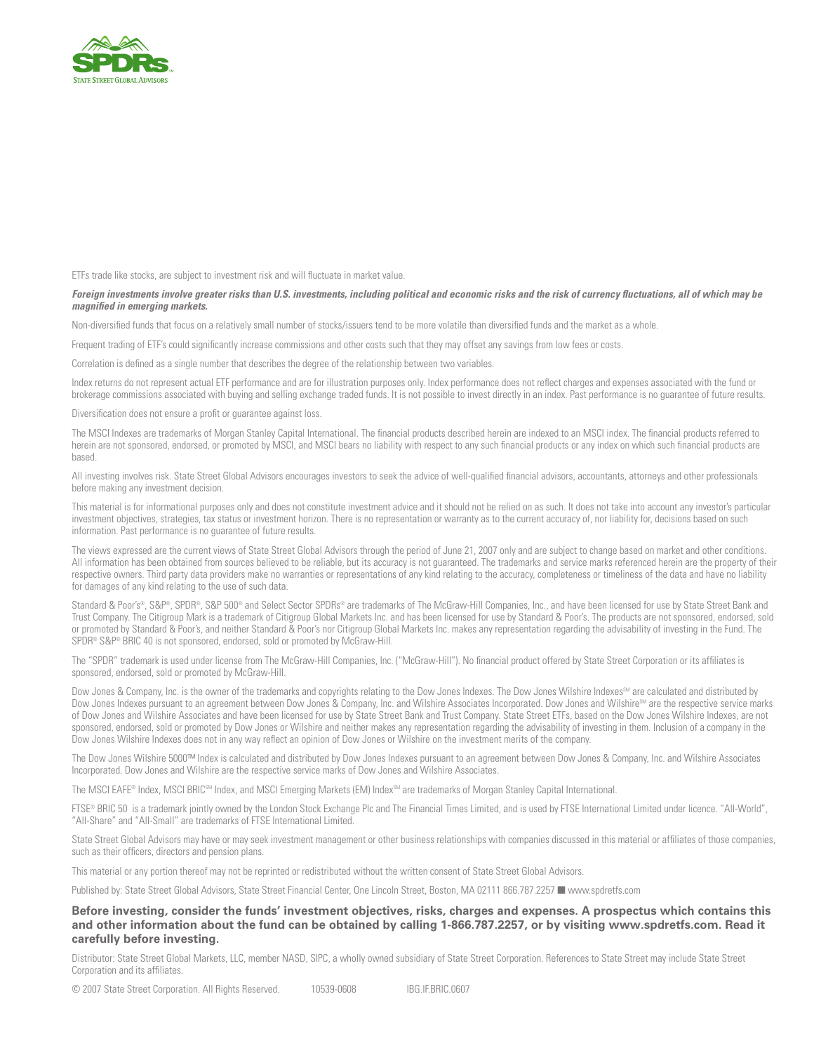SPDRs
STATE STREET GLOBAL ADVISORS

ETFs trade like stocks, are subject to investment risk and will fluctuate in market value.

***Foreign investments involve greater risks than U.S. investments, including political and economic risks and the risk of currency fluctuations, all of which may be magnified in emerging markets.***

Non-diversified funds that focus on a relatively small number of stocks/issuers tend to be more volatile than diversified funds and the market as a whole.

Frequent trading of ETF's could significantly increase commissions and other costs such that they may offset any savings from low fees or costs.

Correlation is defined as a single number that describes the degree of the relationship between two variables.

Index returns do not represent actual ETF performance and are for illustration purposes only. Index performance does not reflect charges and expenses associated with the fund or brokerage commissions associated with buying and selling exchange traded funds. It is not possible to invest directly in an index. Past performance is no guarantee of future results.

Diversification does not ensure a profit or guarantee against loss.

The MSCI Indexes are trademarks of Morgan Stanley Capital International. The financial products described herein are indexed to an MSCI index. The financial products referred to herein are not sponsored, endorsed, or promoted by MSCI, and MSCI bears no liability with respect to any such financial products or any index on which such financial products are based.

All investing involves risk. State Street Global Advisors encourages investors to seek the advice of well-qualified financial advisors, accountants, attorneys and other professionals before making any investment decision.

This material is for informational purposes only and does not constitute investment advice and it should not be relied on as such. It does not take into account any investor's particular investment objectives, strategies, tax status or investment horizon. There is no representation or warranty as to the current accuracy of, nor liability for, decisions based on such information. Past performance is no guarantee of future results.

The views expressed are the current views of State Street Global Advisors through the period of June 21, 2007 only and are subject to change based on market and other conditions. All information has been obtained from sources believed to be reliable, but its accuracy is not guaranteed. The trademarks and service marks referenced herein are the property of their respective owners. Third party data providers make no warranties or representations of any kind relating to the accuracy, completeness or timeliness of the data and have no liability for damages of any kind relating to the use of such data.

Standard & Poor's®, S&P®, SPDR®, S&P 500® and Select Sector SPDRs® are trademarks of The McGraw-Hill Companies, Inc., and have been licensed for use by State Street Bank and Trust Company. The Citigroup Mark is a trademark of Citigroup Global Markets Inc. and has been licensed for use by Standard & Poor's. The products are not sponsored, endorsed, sold or promoted by Standard & Poor's, and neither Standard & Poor's nor Citigroup Global Markets Inc. makes any representation regarding the advisability of investing in the Fund. The SPDR® S&P® BRIC 40 is not sponsored, endorsed, sold or promoted by McGraw-Hill.

The "SPDR" trademark is used under license from The McGraw-Hill Companies, Inc. ("McGraw-Hill"). No financial product offered by State Street Corporation or its affiliates is sponsored, endorsed, sold or promoted by McGraw-Hill.

Dow Jones & Company, Inc. is the owner of the trademarks and copyrights relating to the Dow Jones Indexes. The Dow Jones Wilshire Indexes℠ are calculated and distributed by Dow Jones Indexes pursuant to an agreement between Dow Jones & Company, Inc. and Wilshire Associates Incorporated. Dow Jones and Wilshire℠ are the respective service marks of Dow Jones and Wilshire Associates and have been licensed for use by State Street Bank and Trust Company. State Street ETFs, based on the Dow Jones Wilshire Indexes, are not sponsored, endorsed, sold or promoted by Dow Jones or Wilshire and neither makes any representation regarding the advisability of investing in them. Inclusion of a company in the Dow Jones Wilshire Indexes does not in any way reflect an opinion of Dow Jones or Wilshire on the investment merits of the company.

The Dow Jones Wilshire 5000™ Index is calculated and distributed by Dow Jones Indexes pursuant to an agreement between Dow Jones & Company, Inc. and Wilshire Associates Incorporated. Dow Jones and Wilshire are the respective service marks of Dow Jones and Wilshire Associates.

The MSCI EAFE® Index, MSCI BRIC℠ Index, and MSCI Emerging Markets (EM) Index℠ are trademarks of Morgan Stanley Capital International.

FTSE® BRIC 50 is a trademark jointly owned by the London Stock Exchange Plc and The Financial Times Limited, and is used by FTSE International Limited under licence. "All-World", "All-Share" and "All-Small" are trademarks of FTSE International Limited.

State Street Global Advisors may have or may seek investment management or other business relationships with companies discussed in this material or affiliates of those companies, such as their officers, directors and pension plans.

This material or any portion thereof may not be reprinted or redistributed without the written consent of State Street Global Advisors.

Published by: State Street Global Advisors, State Street Financial Center, One Lincoln Street, Boston, MA 02111 866.787.2257 ■ www.spdretfs.com

**Before investing, consider the funds' investment objectives, risks, charges and expenses. A prospectus which contains this and other information about the fund can be obtained by calling 1-866.787.2257, or by visiting www.spdretfs.com. Read it carefully before investing.**

Distributor: State Street Global Markets, LLC, member NASD, SIPC, a wholly owned subsidiary of State Street Corporation. References to State Street may include State Street Corporation and its affiliates.

© 2007 State Street Corporation. All Rights Reserved. 10539-0608 IBG.IF.BRIC.0607